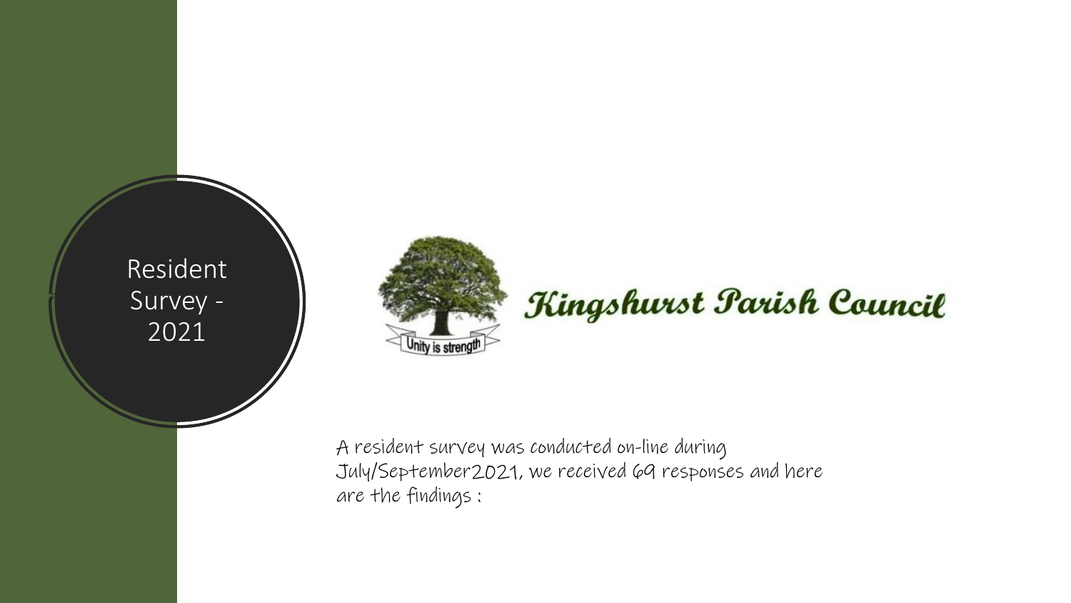# Resident Survey - 2021

Kingshurst Parish Council

Unity is strength

A resident survey was conducted on-line during July/September2021, we received 69 responses and here are the findings :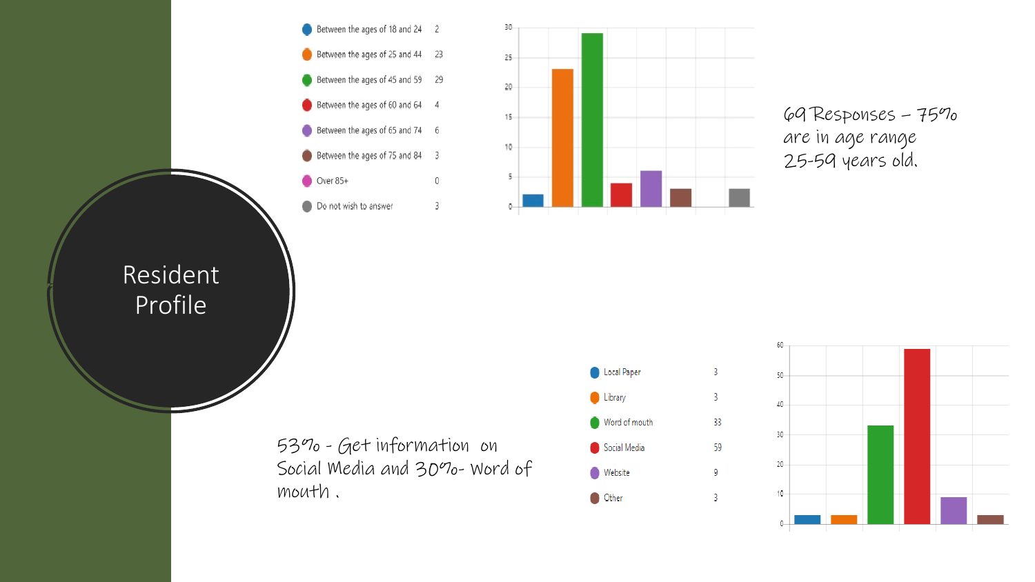# Resident Profile

| Age range | Count |
| --- | --- |
| Between the ages of 18 and 24 | 2 |
| Between the ages of 25 and 44 | 23 |
| Between the ages of 45 and 59 | 29 |
| Between the ages of 60 and 64 | 4 |
| Between the ages of 65 and 74 | 6 |
| Between the ages of 75 and 84 | 3 |
| Over 85+ | 0 |
| Do not wish to answer | 3 |

69 Responses – 75% are in age range 25-59 years old.

| Source | Count |
| --- | --- |
| Local Paper | 3 |
| Library | 3 |
| Word of mouth | 33 |
| Social Media | 59 |
| Website | 9 |
| Other | 3 |

53% - Get information on Social Media and 30%- Word of mouth .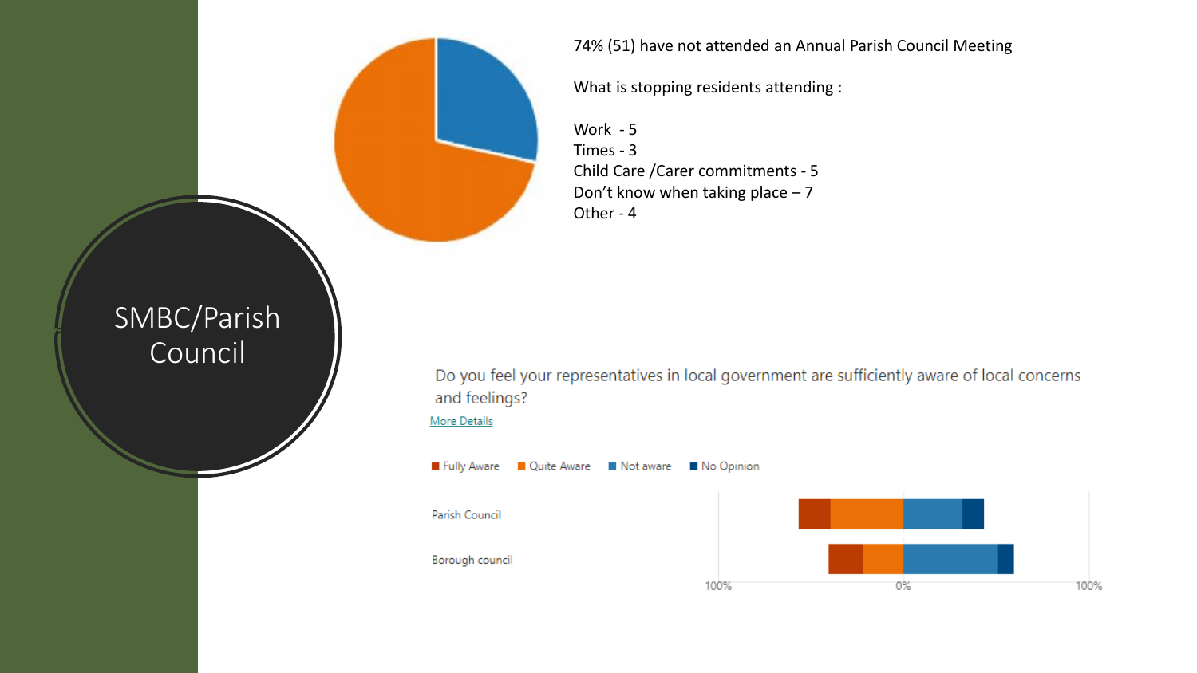# SMBC/Parish Council

74% (51) have not attended an Annual Parish Council Meeting

What is stopping residents attending :

Work - 5
Times - 3
Child Care /Carer commitments - 5
Don't know when taking place – 7
Other - 4

Do you feel your representatives in local government are sufficiently aware of local concerns and feelings?

More Details

Fully Aware · Quite Aware · Not aware · No Opinion

Parish Council

Borough council

100% · 0% · 100%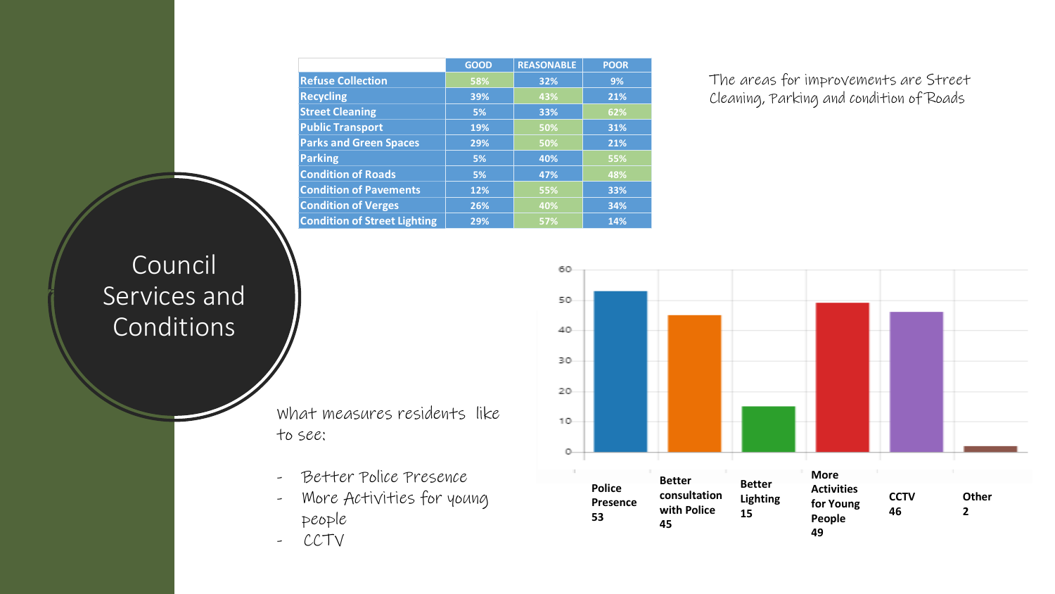# Council Services and Conditions

| | GOOD | REASONABLE | POOR |
|---|---|---|---|
| Refuse Collection | 58% | 32% | 9% |
| Recycling | 39% | 43% | 21% |
| Street Cleaning | 5% | 33% | 62% |
| Public Transport | 19% | 50% | 31% |
| Parks and Green Spaces | 29% | 50% | 21% |
| Parking | 5% | 40% | 55% |
| Condition of Roads | 5% | 47% | 48% |
| Condition of Pavements | 12% | 55% | 33% |
| Condition of Verges | 26% | 40% | 34% |
| Condition of Street Lighting | 29% | 57% | 14% |

The areas for improvements are Street Cleaning, Parking and condition of Roads

What measures residents like to see:

- Better Police Presence
- More Activities for young people
- CCTV

| Measure | Responses |
|---|---|
| Police Presence | 53 |
| Better consultation with Police | 45 |
| Better Lighting | 15 |
| More Activities for Young People | 49 |
| CCTV | 46 |
| Other | 2 |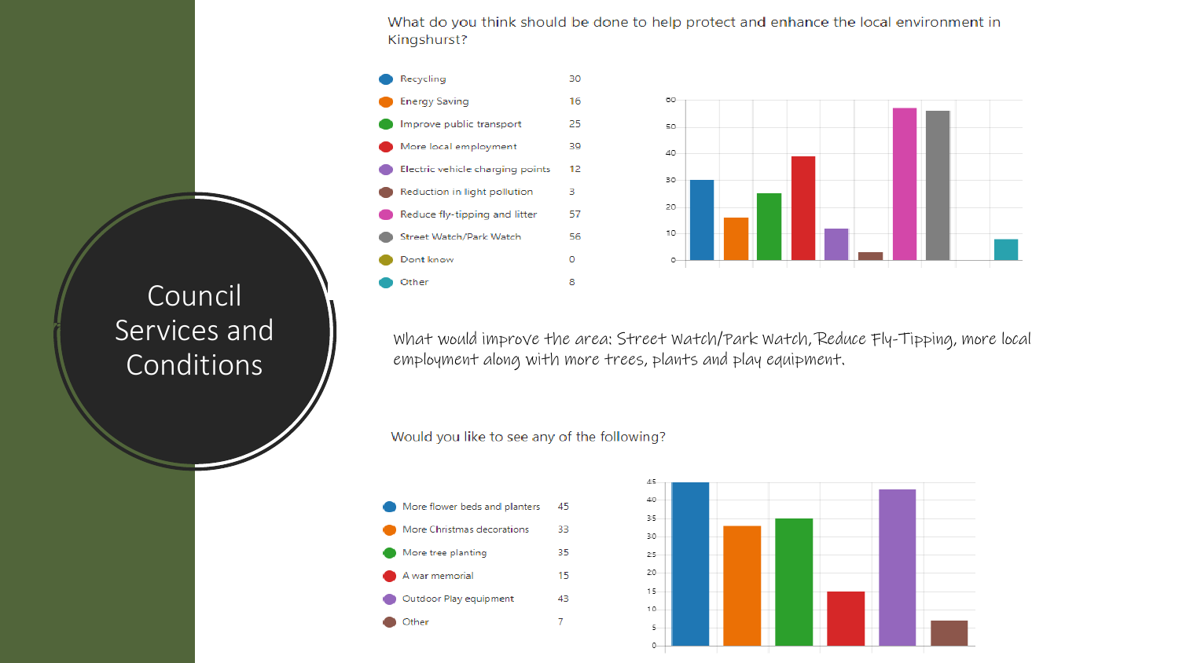# Council Services and Conditions

What do you think should be done to help protect and enhance the local environment in Kingshurst?

| Option | Responses |
| --- | --- |
| Recycling | 30 |
| Energy Saving | 16 |
| Improve public transport | 25 |
| More local employment | 39 |
| Electric vehicle charging points | 12 |
| Reduction in light pollution | 3 |
| Reduce fly-tipping and litter | 57 |
| Street Watch/Park Watch | 56 |
| Dont know | 0 |
| Other | 8 |

What would improve the area: Street Watch/Park Watch, Reduce Fly-Tipping, more local employment along with more trees, plants and play equipment.

Would you like to see any of the following?

| Option | Responses |
| --- | --- |
| More flower beds and planters | 45 |
| More Christmas decorations | 33 |
| More tree planting | 35 |
| A war memorial | 15 |
| Outdoor Play equipment | 43 |
| Other | 7 |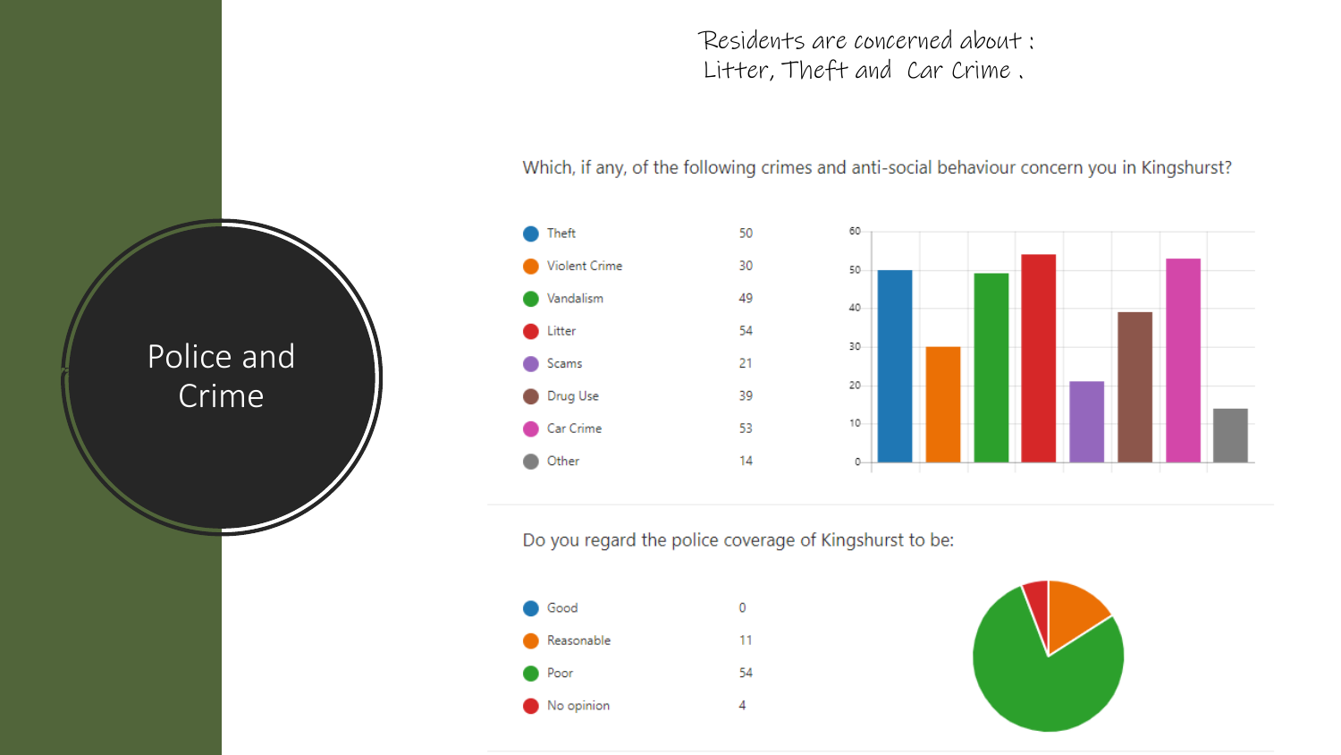# Police and Crime

Residents are concerned about : Litter, Theft and Car Crime .

Which, if any, of the following crimes and anti-social behaviour concern you in Kingshurst?

| Option | Count |
| --- | --- |
| Theft | 50 |
| Violent Crime | 30 |
| Vandalism | 49 |
| Litter | 54 |
| Scams | 21 |
| Drug Use | 39 |
| Car Crime | 53 |
| Other | 14 |

Do you regard the police coverage of Kingshurst to be:

| Option | Count |
| --- | --- |
| Good | 0 |
| Reasonable | 11 |
| Poor | 54 |
| No opinion | 4 |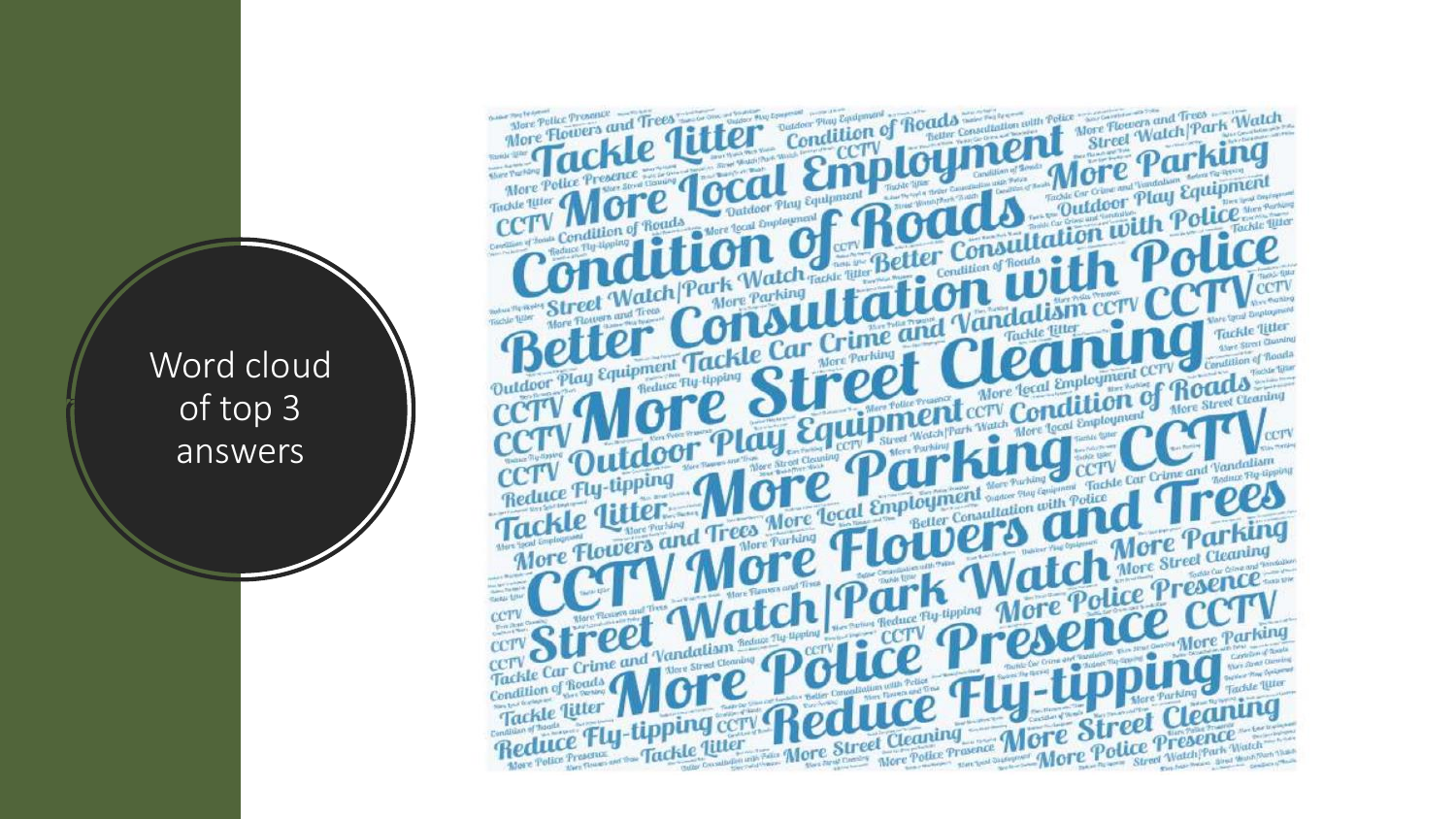Word cloud of top 3 answers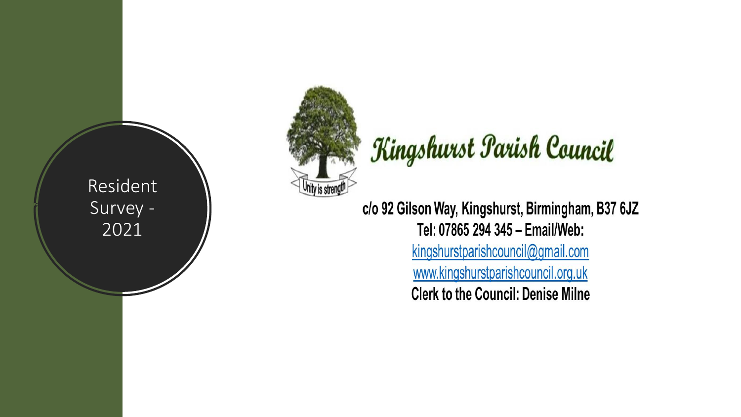# Resident Survey - 2021

## Kingshurst Parish Council

Unity is strength

**c/o 92 Gilson Way, Kingshurst, Birmingham, B37 6JZ**

**Tel: 07865 294 345 – Email/Web:**

kingshurstparishcouncil@gmail.com

www.kingshurstparishcouncil.org.uk

**Clerk to the Council: Denise Milne**